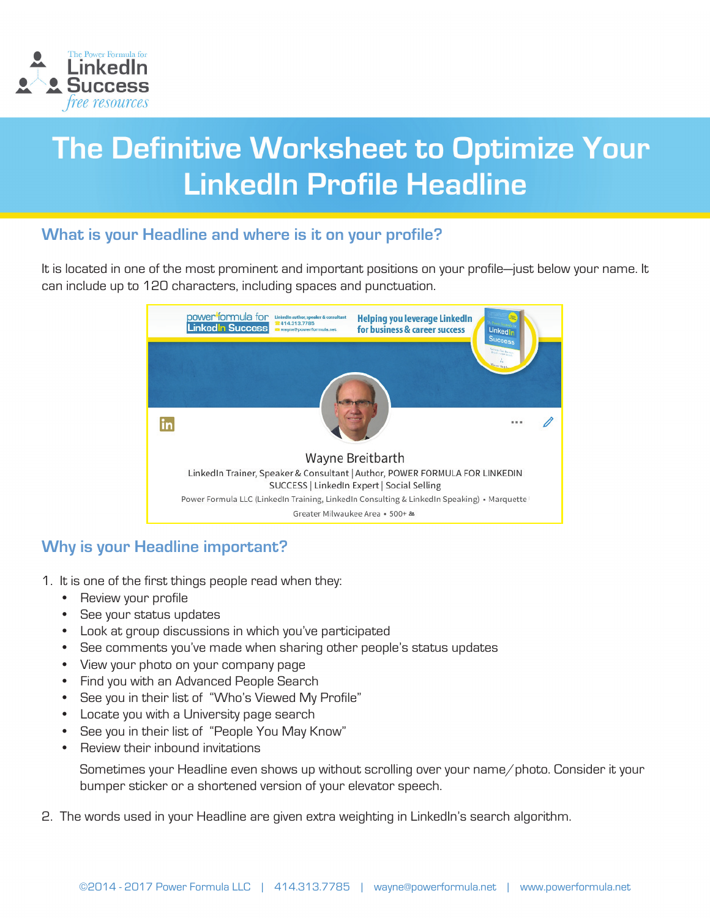# The Definitive Worksheet to Optimize Your LinkedIn Profile Headline

## What is your Headline and where is it on your profile?

It is located in one of the most prominent and important positions on your profile—just below your name. It can include up to 120 characters, including spaces and punctuation.

Wayne Breitbarth
LinkedIn Trainer, Speaker & Consultant | Author, POWER FORMULA FOR LINKEDIN SUCCESS | LinkedIn Expert | Social Selling
Power Formula LLC (LinkedIn Training, LinkedIn Consulting & LinkedIn Speaking) • Marquette
Greater Milwaukee Area • 500+

## Why is your Headline important?

1. It is one of the first things people read when they:
   - Review your profile
   - See your status updates
   - Look at group discussions in which you've participated
   - See comments you've made when sharing other people's status updates
   - View your photo on your company page
   - Find you with an Advanced People Search
   - See you in their list of "Who's Viewed My Profile"
   - Locate you with a University page search
   - See you in their list of "People You May Know"
   - Review their inbound invitations

   Sometimes your Headline even shows up without scrolling over your name/photo. Consider it your bumper sticker or a shortened version of your elevator speech.

2. The words used in your Headline are given extra weighting in LinkedIn's search algorithm.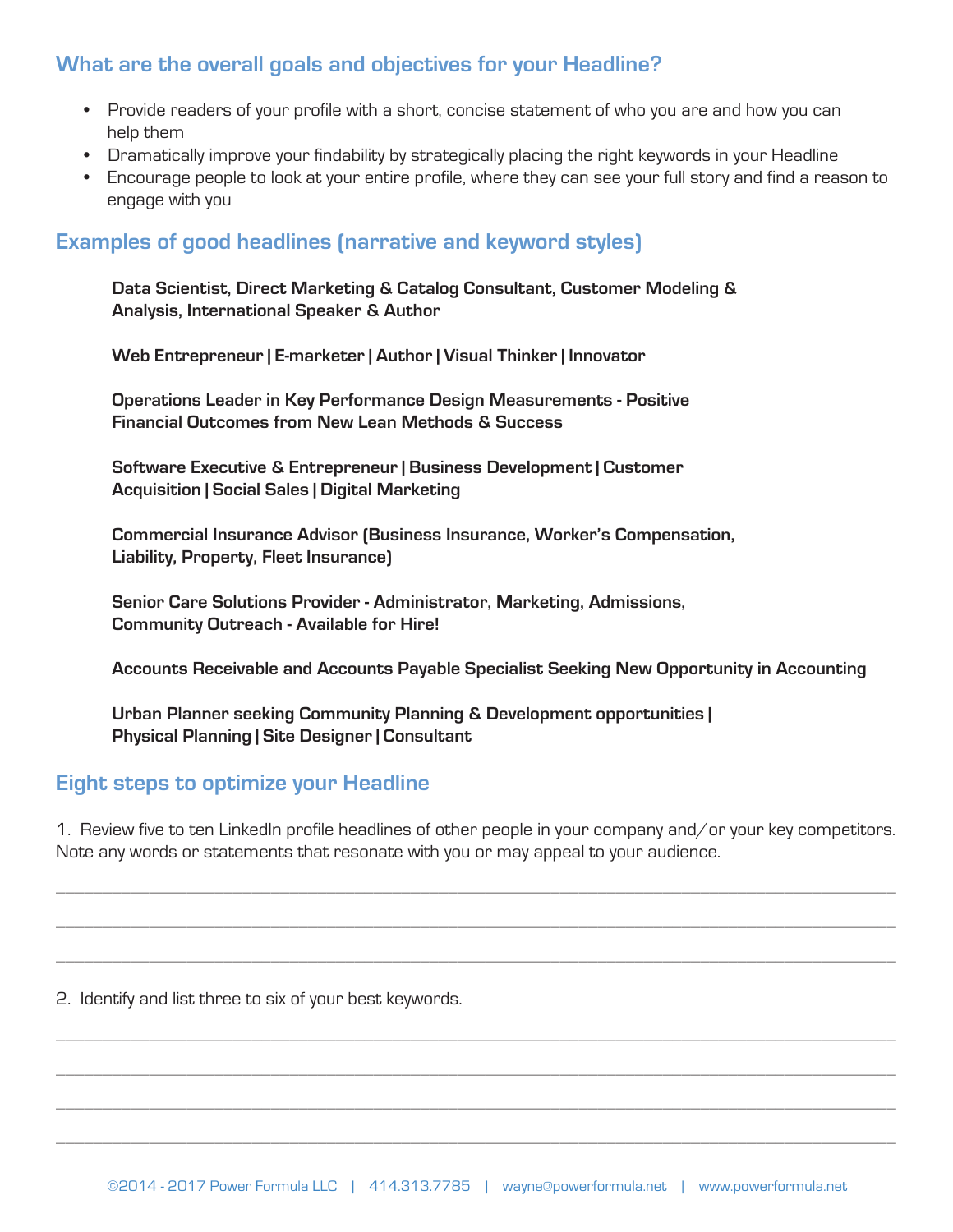## What are the overall goals and objectives for your Headline?

- Provide readers of your profile with a short, concise statement of who you are and how you can help them
- Dramatically improve your findability by strategically placing the right keywords in your Headline
- Encourage people to look at your entire profile, where they can see your full story and find a reason to engage with you

## Examples of good headlines (narrative and keyword styles)

**Data Scientist, Direct Marketing & Catalog Consultant, Customer Modeling & Analysis, International Speaker & Author**

**Web Entrepreneur | E-marketer | Author | Visual Thinker | Innovator**

**Operations Leader in Key Performance Design Measurements - Positive Financial Outcomes from New Lean Methods & Success**

**Software Executive & Entrepreneur | Business Development | Customer Acquisition | Social Sales | Digital Marketing**

**Commercial Insurance Advisor (Business Insurance, Worker's Compensation, Liability, Property, Fleet Insurance)**

**Senior Care Solutions Provider - Administrator, Marketing, Admissions, Community Outreach - Available for Hire!**

**Accounts Receivable and Accounts Payable Specialist Seeking New Opportunity in Accounting**

**Urban Planner seeking Community Planning & Development opportunities | Physical Planning | Site Designer | Consultant**

## Eight steps to optimize your Headline

1. Review five to ten LinkedIn profile headlines of other people in your company and/or your key competitors. Note any words or statements that resonate with you or may appeal to your audience.

______________________________________________________________________

______________________________________________________________________

______________________________________________________________________

2. Identify and list three to six of your best keywords.

______________________________________________________________________

______________________________________________________________________

______________________________________________________________________

______________________________________________________________________

©2014 - 2017 Power Formula LLC | 414.313.7785 | wayne@powerformula.net | www.powerformula.net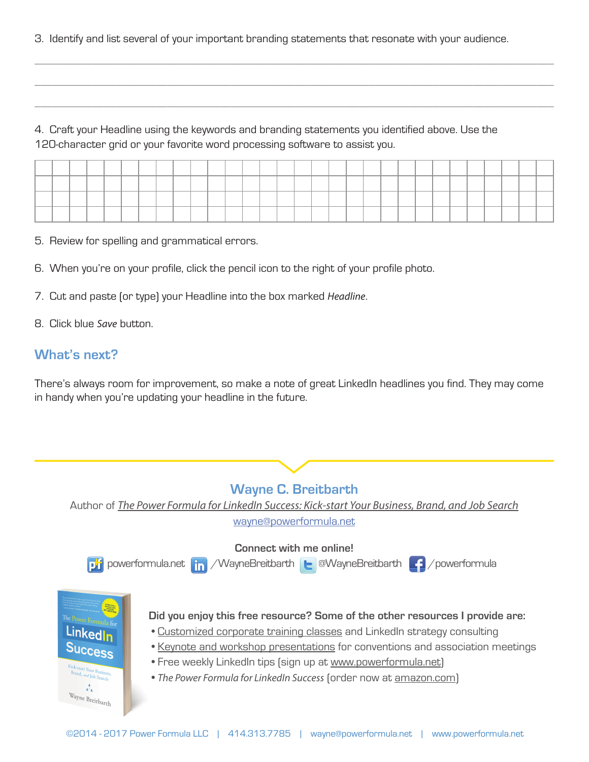3. Identify and list several of your important branding statements that resonate with your audience.

4. Craft your Headline using the keywords and branding statements you identified above. Use the 120-character grid or your favorite word processing software to assist you.

5. Review for spelling and grammatical errors.

6. When you're on your profile, click the pencil icon to the right of your profile photo.

7. Cut and paste (or type) your Headline into the box marked *Headline*.

8. Click blue *Save* button.

## What's next?

There's always room for improvement, so make a note of great LinkedIn headlines you find. They may come in handy when you're updating your headline in the future.

### Wayne C. Breitbarth

Author of *The Power Formula for LinkedIn Success: Kick-start Your Business, Brand, and Job Search*

wayne@powerformula.net

**Connect with me online!**

powerformula.net /WayneBreitbarth @WayneBreitbarth /powerformula

**Did you enjoy this free resource? Some of the other resources I provide are:**

- Customized corporate training classes and LinkedIn strategy consulting
- Keynote and workshop presentations for conventions and association meetings
- Free weekly LinkedIn tips (sign up at www.powerformula.net)
- *The Power Formula for LinkedIn Success* (order now at amazon.com)

©2014 - 2017 Power Formula LLC | 414.313.7785 | wayne@powerformula.net | www.powerformula.net